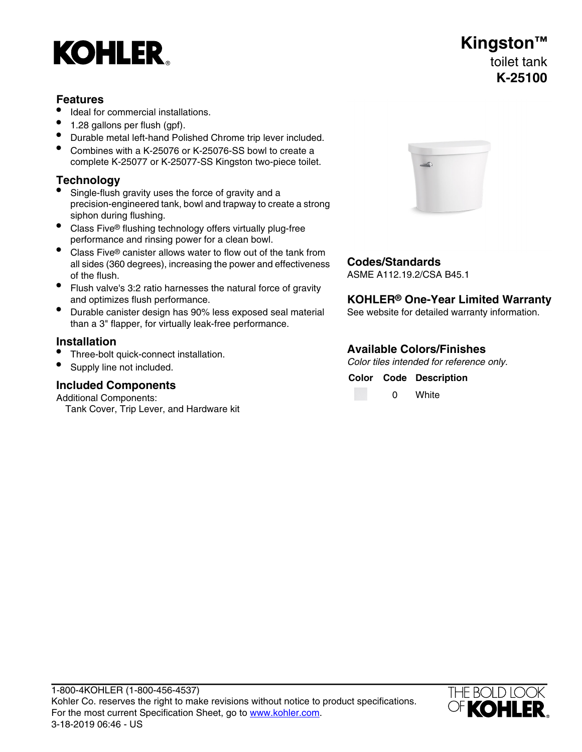# Kingston™

toilet tank

**K-25100**

## Features

- Ideal for commercial installations.
- 1.28 gallons per flush (gpf).
- Durable metal left-hand Polished Chrome trip lever included.
- Combines with a K-25076 or K-25076-SS bowl to create a complete K-25077 or K-25077-SS Kingston two-piece toilet.

## Technology

- Single-flush gravity uses the force of gravity and a precision-engineered tank, bowl and trapway to create a strong siphon during flushing.
- Class Five® flushing technology offers virtually plug-free performance and rinsing power for a clean bowl.
- Class Five® canister allows water to flow out of the tank from all sides (360 degrees), increasing the power and effectiveness of the flush.
- Flush valve's 3:2 ratio harnesses the natural force of gravity and optimizes flush performance.
- Durable canister design has 90% less exposed seal material than a 3" flapper, for virtually leak-free performance.

## Installation

- Three-bolt quick-connect installation.
- Supply line not included.

## Included Components

Additional Components:

Tank Cover, Trip Lever, and Hardware kit

## Codes/Standards

ASME A112.19.2/CSA B45.1

## KOHLER® One-Year Limited Warranty

See website for detailed warranty information.

## Available Colors/Finishes

*Color tiles intended for reference only.*

| Color | Code | Description |
| --- | --- | --- |
| | 0 | White |

1-800-4KOHLER (1-800-456-4537)
Kohler Co. reserves the right to make revisions without notice to product specifications.
For the most current Specification Sheet, go to www.kohler.com.
3-18-2019 06:46 - US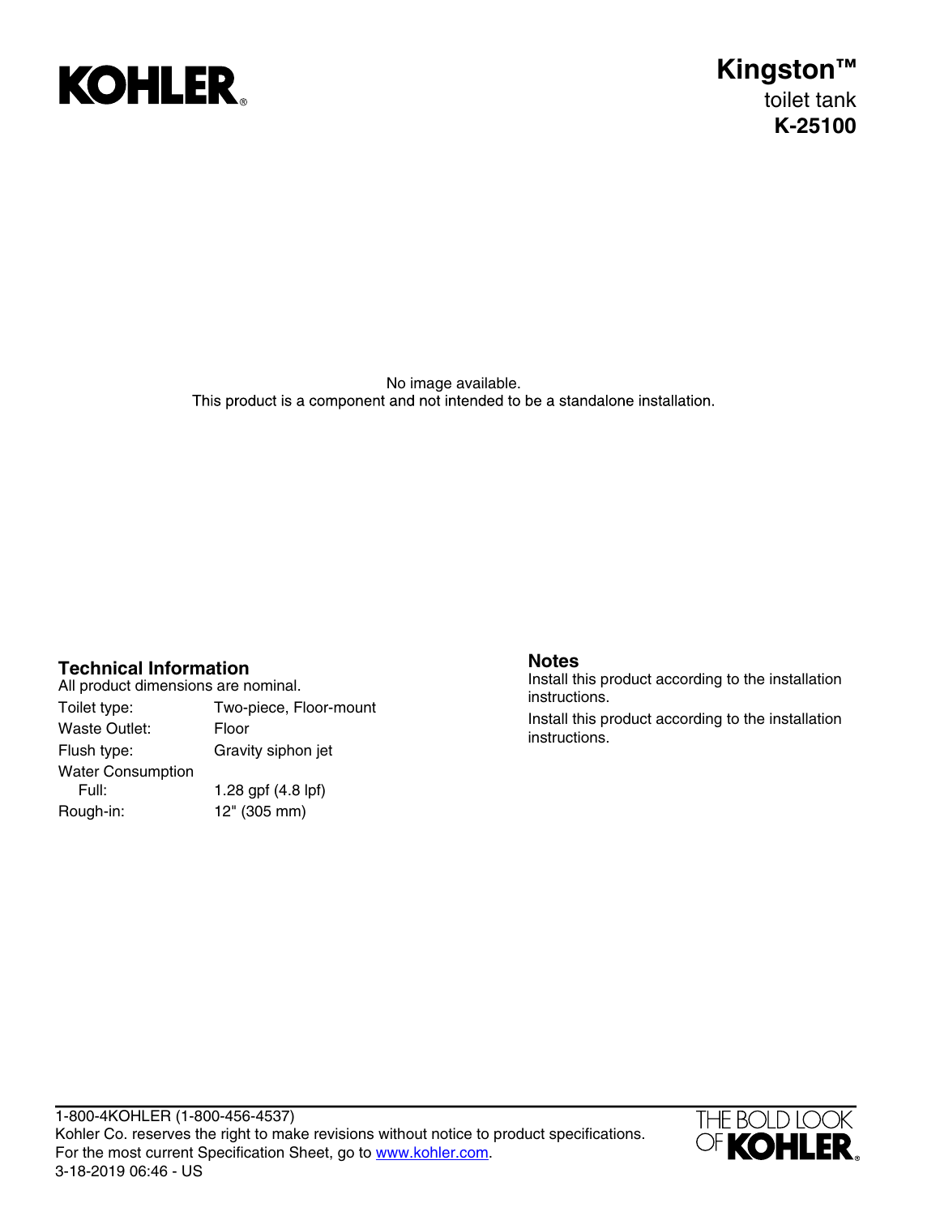# KOHLER

# Kingston™

toilet tank

**K-25100**

No image available.
This product is a component and not intended to be a standalone installation.

## Technical Information

All product dimensions are nominal.

| | |
|---|---|
| Toilet type: | Two-piece, Floor-mount |
| Waste Outlet: | Floor |
| Flush type: | Gravity siphon jet |
| Water Consumption | |
| Full: | 1.28 gpf (4.8 lpf) |
| Rough-in: | 12" (305 mm) |

## Notes

Install this product according to the installation instructions.

Install this product according to the installation instructions.

1-800-4KOHLER (1-800-456-4537)
Kohler Co. reserves the right to make revisions without notice to product specifications.
For the most current Specification Sheet, go to www.kohler.com.
3-18-2019 06:46 - US

THE BOLD LOOK OF KOHLER.